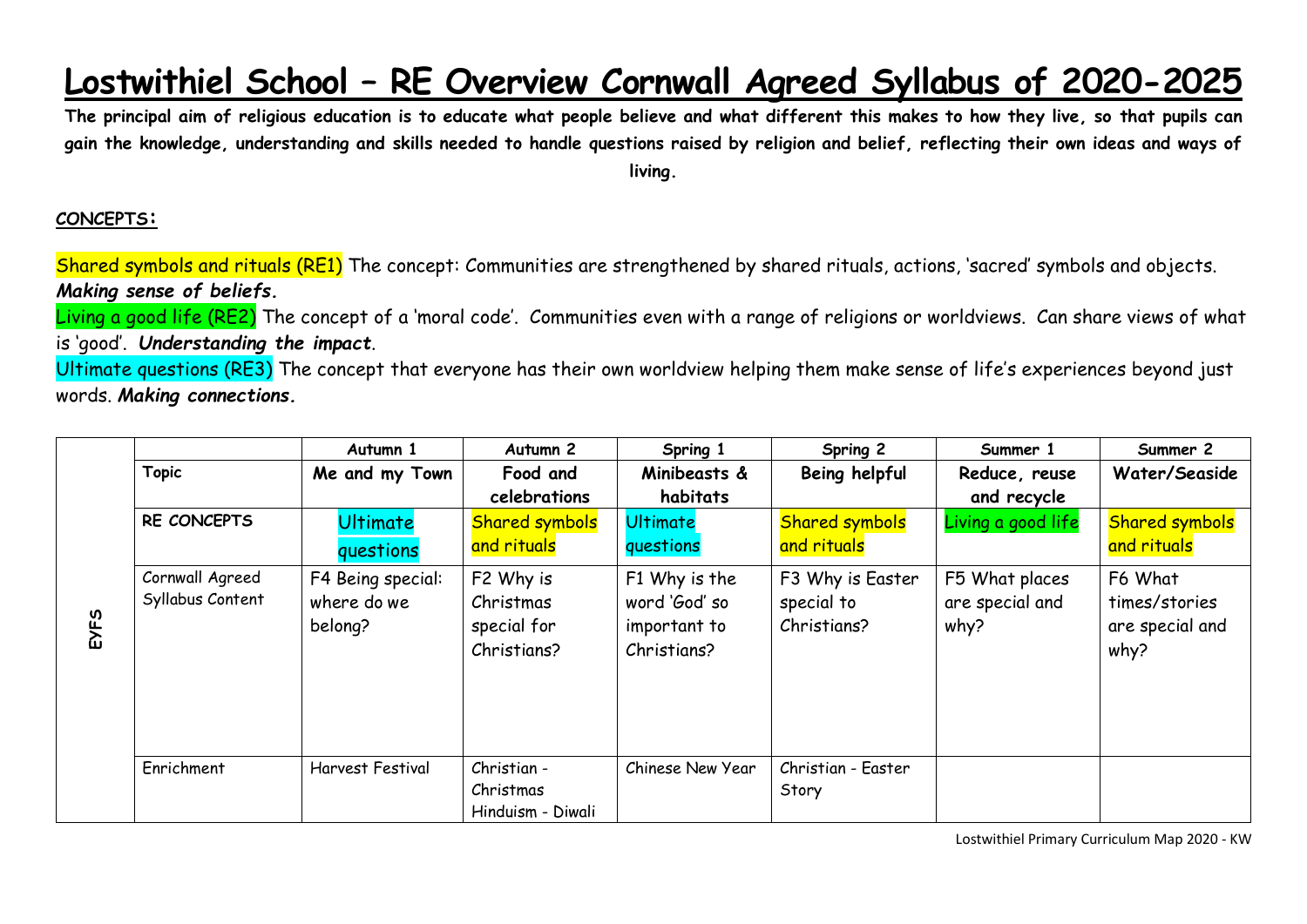# Lostwithiel School – RE Overview Cornwall Agreed Syllabus of 2020-2025

**The principal aim of religious education is to educate what people believe and what different this makes to how they live, so that pupils can gain the knowledge, understanding and skills needed to handle questions raised by religion and belief, reflecting their own ideas and ways of living.**

**CONCEPTS:**

Shared symbols and rituals (RE1) The concept: Communities are strengthened by shared rituals, actions, 'sacred' symbols and objects. ***Making sense of beliefs.***

Living a good life (RE2) The concept of a 'moral code'. Communities even with a range of religions or worldviews. Can share views of what is 'good'. ***Understanding the impact***.

Ultimate questions (RE3) The concept that everyone has their own worldview helping them make sense of life's experiences beyond just words. ***Making connections.***

| | | Autumn 1 | Autumn 2 | Spring 1 | Spring 2 | Summer 1 | Summer 2 |
|---|---|---|---|---|---|---|---|
| EYFS | **Topic** | **Me and my Town** | **Food and celebrations** | **Minibeasts & habitats** | **Being helpful** | **Reduce, reuse and recycle** | **Water/Seaside** |
| | **RE CONCEPTS** | Ultimate questions | Shared symbols and rituals | Ultimate questions | Shared symbols and rituals | Living a good life | Shared symbols and rituals |
| | Cornwall Agreed Syllabus Content | F4 Being special: where do we belong? | F2 Why is Christmas special for Christians? | F1 Why is the word 'God' so important to Christians? | F3 Why is Easter special to Christians? | F5 What places are special and why? | F6 What times/stories are special and why? |
| | Enrichment | Harvest Festival | Christian - Christmas<br>Hinduism - Diwali | Chinese New Year | Christian - Easter Story | | |

Lostwithiel Primary Curriculum Map 2020 - KW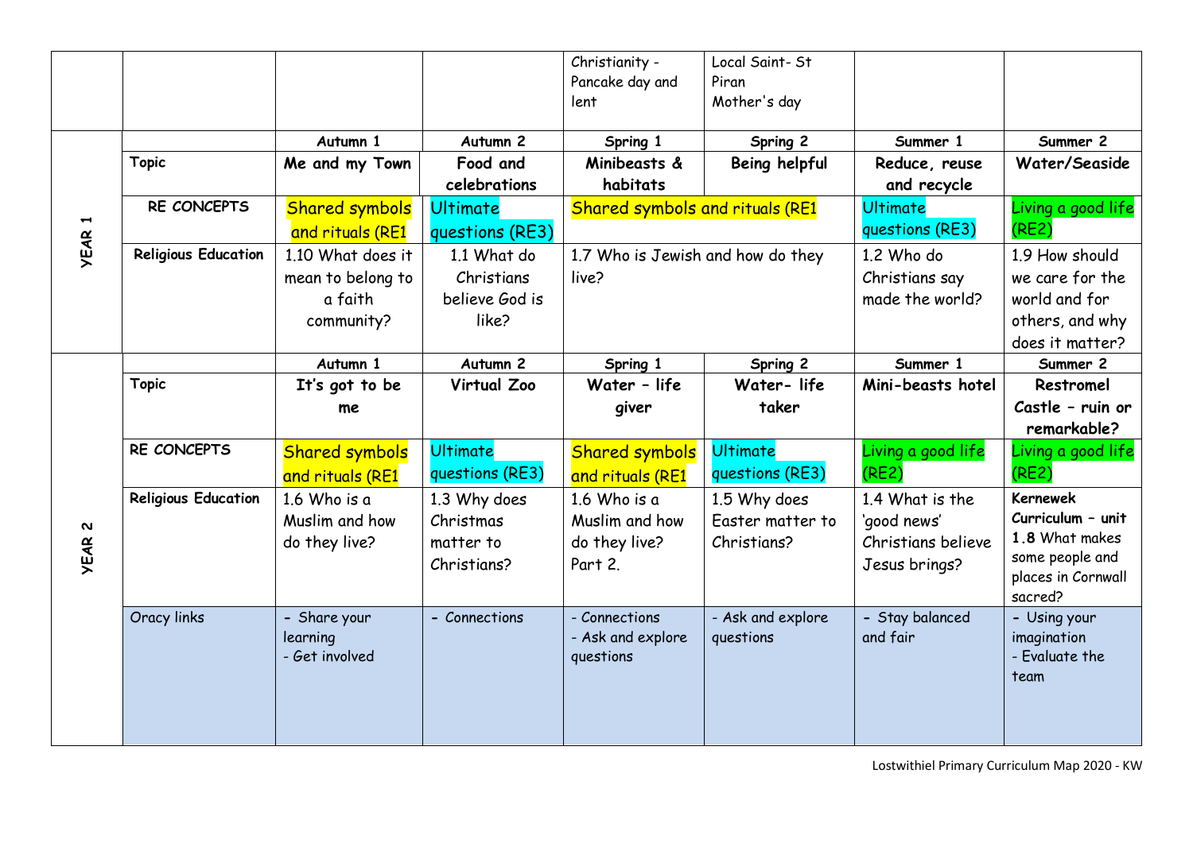| | | | | Christianity - Pancake day and lent | Local Saint- St Piran Mother's day | | |
|---|---|---|---|---|---|---|---|
| YEAR 1 | | **Autumn 1** | **Autumn 2** | **Spring 1** | **Spring 2** | **Summer 1** | **Summer 2** |
| | **Topic** | **Me and my Town** | **Food and celebrations** | **Minibeasts & habitats** | **Being helpful** | **Reduce, reuse and recycle** | **Water/Seaside** |
| | **RE CONCEPTS** | Shared symbols and rituals (RE1 | Ultimate questions (RE3) | Shared symbols and rituals (RE1 | | Ultimate questions (RE3) | Living a good life (RE2) |
| | **Religious Education** | 1.10 What does it mean to belong to a faith community? | 1.1 What do Christians believe God is like? | 1.7 Who is Jewish and how do they live? | | 1.2 Who do Christians say made the world? | 1.9 How should we care for the world and for others, and why does it matter? |
| YEAR 2 | | **Autumn 1** | **Autumn 2** | **Spring 1** | **Spring 2** | **Summer 1** | **Summer 2** |
| | **Topic** | **It's got to be me** | **Virtual Zoo** | **Water – life giver** | **Water- life taker** | **Mini-beasts hotel** | **Restromel Castle – ruin or remarkable?** |
| | **RE CONCEPTS** | Shared symbols and rituals (RE1 | Ultimate questions (RE3) | Shared symbols and rituals (RE1 | Ultimate questions (RE3) | Living a good life (RE2) | Living a good life (RE2) |
| | **Religious Education** | 1.6 Who is a Muslim and how do they live? | 1.3 Why does Christmas matter to Christians? | 1.6 Who is a Muslim and how do they live? Part 2. | 1.5 Why does Easter matter to Christians? | 1.4 What is the 'good news' Christians believe Jesus brings? | **Kernewek Curriculum – unit 1.8** What makes some people and places in Cornwall sacred? |
| | Oracy links | - Share your learning<br>- Get involved | - Connections | - Connections<br>- Ask and explore questions | - Ask and explore questions | - Stay balanced and fair | - Using your imagination<br>- Evaluate the team |

Lostwithiel Primary Curriculum Map 2020 - KW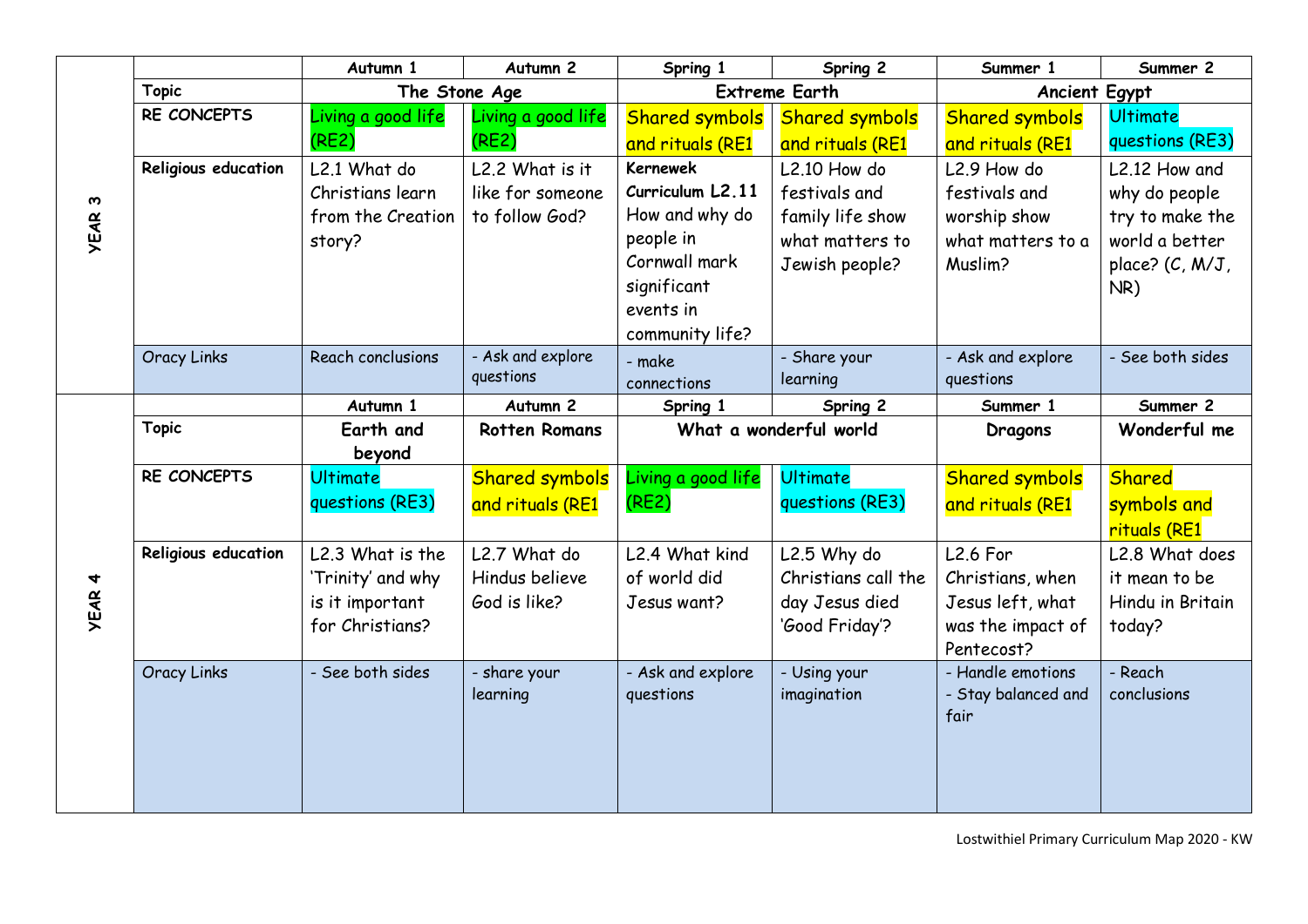| | | Autumn 1 | Autumn 2 | Spring 1 | Spring 2 | Summer 1 | Summer 2 |
|---|---|---|---|---|---|---|---|
| YEAR 3 | Topic | The Stone Age | | Extreme Earth | | Ancient Egypt | |
| | RE CONCEPTS | Living a good life (RE2) | Living a good life (RE2) | Shared symbols and rituals (RE1 | Shared symbols and rituals (RE1 | Shared symbols and rituals (RE1 | Ultimate questions (RE3) |
| | Religious education | L2.1 What do Christians learn from the Creation story? | L2.2 What is it like for someone to follow God? | **Kernewek Curriculum L2.11** How and why do people in Cornwall mark significant events in community life? | L2.10 How do festivals and family life show what matters to Jewish people? | L2.9 How do festivals and worship show what matters to a Muslim? | L2.12 How and why do people try to make the world a better place? (C, M/J, NR) |
| | Oracy Links | Reach conclusions | - Ask and explore questions | - make connections | - Share your learning | - Ask and explore questions | - See both sides |
| | | Autumn 1 | Autumn 2 | Spring 1 | Spring 2 | Summer 1 | Summer 2 |
| YEAR 4 | Topic | Earth and beyond | Rotten Romans | What a wonderful world | | Dragons | Wonderful me |
| | RE CONCEPTS | Ultimate questions (RE3) | Shared symbols and rituals (RE1 | Living a good life (RE2) | Ultimate questions (RE3) | Shared symbols and rituals (RE1 | Shared symbols and rituals (RE1 |
| | Religious education | L2.3 What is the 'Trinity' and why is it important for Christians? | L2.7 What do Hindus believe God is like? | L2.4 What kind of world did Jesus want? | L2.5 Why do Christians call the day Jesus died 'Good Friday'? | L2.6 For Christians, when Jesus left, what was the impact of Pentecost? | L2.8 What does it mean to be Hindu in Britain today? |
| | Oracy Links | - See both sides | - share your learning | - Ask and explore questions | - Using your imagination | - Handle emotions<br>- Stay balanced and fair | - Reach conclusions |

Lostwithiel Primary Curriculum Map 2020 - KW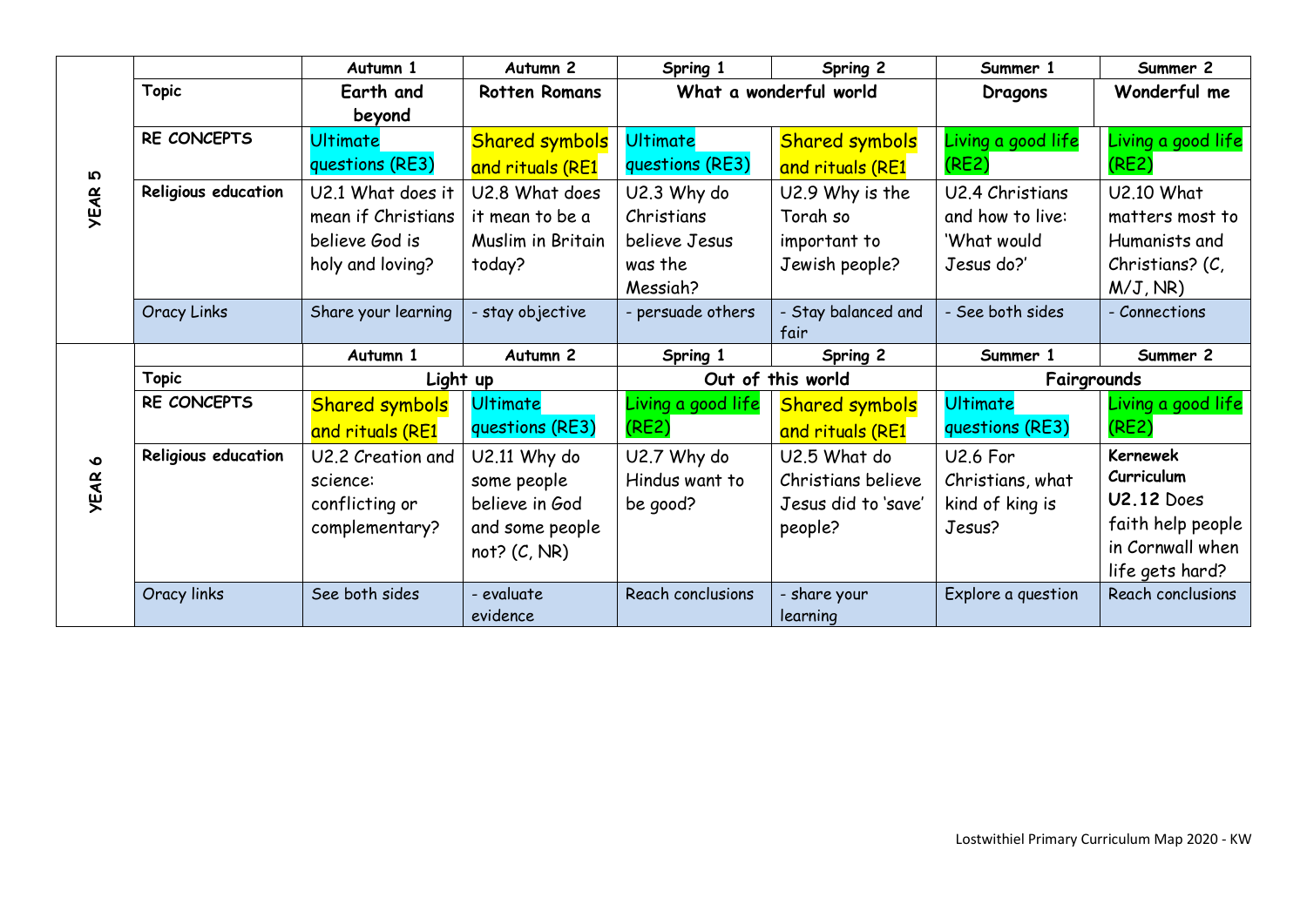| | | Autumn 1 | Autumn 2 | Spring 1 | Spring 2 | Summer 1 | Summer 2 |
|---|---|---|---|---|---|---|---|
| **YEAR 5** | **Topic** | **Earth and beyond** | **Rotten Romans** | **What a wonderful world** | | **Dragons** | **Wonderful me** |
| | **RE CONCEPTS** | Ultimate questions (RE3) | Shared symbols and rituals (RE1 | Ultimate questions (RE3) | Shared symbols and rituals (RE1 | Living a good life (RE2) | Living a good life (RE2) |
| | **Religious education** | U2.1 What does it mean if Christians believe God is holy and loving? | U2.8 What does it mean to be a Muslim in Britain today? | U2.3 Why do Christians believe Jesus was the Messiah? | U2.9 Why is the Torah so important to Jewish people? | U2.4 Christians and how to live: 'What would Jesus do?' | U2.10 What matters most to Humanists and Christians? (C, M/J, NR) |
| | Oracy Links | Share your learning | - stay objective | - persuade others | - Stay balanced and fair | - See both sides | - Connections |
| | | **Autumn 1** | **Autumn 2** | **Spring 1** | **Spring 2** | **Summer 1** | **Summer 2** |
| **YEAR 6** | **Topic** | **Light up** | | **Out of this world** | | **Fairgrounds** | |
| | **RE CONCEPTS** | Shared symbols and rituals (RE1 | Ultimate questions (RE3) | Living a good life (RE2) | Shared symbols and rituals (RE1 | Ultimate questions (RE3) | Living a good life (RE2) |
| | **Religious education** | U2.2 Creation and science: conflicting or complementary? | U2.11 Why do some people believe in God and some people not? (C, NR) | U2.7 Why do Hindus want to be good? | U2.5 What do Christians believe Jesus did to 'save' people? | U2.6 For Christians, what kind of king is Jesus? | **Kernewek Curriculum U2.12** Does faith help people in Cornwall when life gets hard? |
| | Oracy links | See both sides | - evaluate evidence | Reach conclusions | - share your learning | Explore a question | Reach conclusions |

Lostwithiel Primary Curriculum Map 2020 - KW